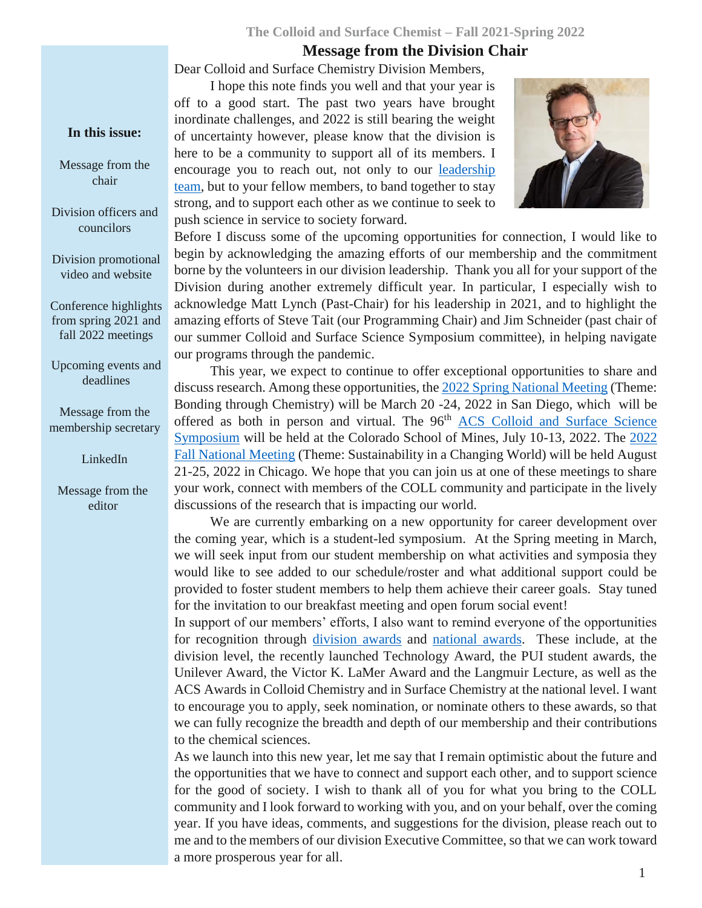## Message from the Division Chair

**In this issue:**

- Message from the chair
- Division officers and councilors
- Division promotional video and website
- Conference highlights from spring 2021 and fall 2022 meetings
- Upcoming events and deadlines
- Message from the membership secretary
- LinkedIn
- Message from the editor

Dear Colloid and Surface Chemistry Division Members,

I hope this note finds you well and that your year is off to a good start. The past two years have brought inordinate challenges, and 2022 is still bearing the weight of uncertainty however, please know that the division is here to be a community to support all of its members. I encourage you to reach out, not only to our leadership team, but to your fellow members, to band together to stay strong, and to support each other as we continue to seek to push science in service to society forward.

Before I discuss some of the upcoming opportunities for connection, I would like to begin by acknowledging the amazing efforts of our membership and the commitment borne by the volunteers in our division leadership. Thank you all for your support of the Division during another extremely difficult year. In particular, I especially wish to acknowledge Matt Lynch (Past-Chair) for his leadership in 2021, and to highlight the amazing efforts of Steve Tait (our Programming Chair) and Jim Schneider (past chair of our summer Colloid and Surface Science Symposium committee), in helping navigate our programs through the pandemic.

This year, we expect to continue to offer exceptional opportunities to share and discuss research. Among these opportunities, the 2022 Spring National Meeting (Theme: Bonding through Chemistry) will be March 20 -24, 2022 in San Diego, which will be offered as both in person and virtual. The 96th ACS Colloid and Surface Science Symposium will be held at the Colorado School of Mines, July 10-13, 2022. The 2022 Fall National Meeting (Theme: Sustainability in a Changing World) will be held August 21-25, 2022 in Chicago. We hope that you can join us at one of these meetings to share your work, connect with members of the COLL community and participate in the lively discussions of the research that is impacting our world.

We are currently embarking on a new opportunity for career development over the coming year, which is a student-led symposium. At the Spring meeting in March, we will seek input from our student membership on what activities and symposia they would like to see added to our schedule/roster and what additional support could be provided to foster student members to help them achieve their career goals. Stay tuned for the invitation to our breakfast meeting and open forum social event!

In support of our members' efforts, I also want to remind everyone of the opportunities for recognition through division awards and national awards. These include, at the division level, the recently launched Technology Award, the PUI student awards, the Unilever Award, the Victor K. LaMer Award and the Langmuir Lecture, as well as the ACS Awards in Colloid Chemistry and in Surface Chemistry at the national level. I want to encourage you to apply, seek nomination, or nominate others to these awards, so that we can fully recognize the breadth and depth of our membership and their contributions to the chemical sciences.

As we launch into this new year, let me say that I remain optimistic about the future and the opportunities that we have to connect and support each other, and to support science for the good of society. I wish to thank all of you for what you bring to the COLL community and I look forward to working with you, and on your behalf, over the coming year. If you have ideas, comments, and suggestions for the division, please reach out to me and to the members of our division Executive Committee, so that we can work toward a more prosperous year for all.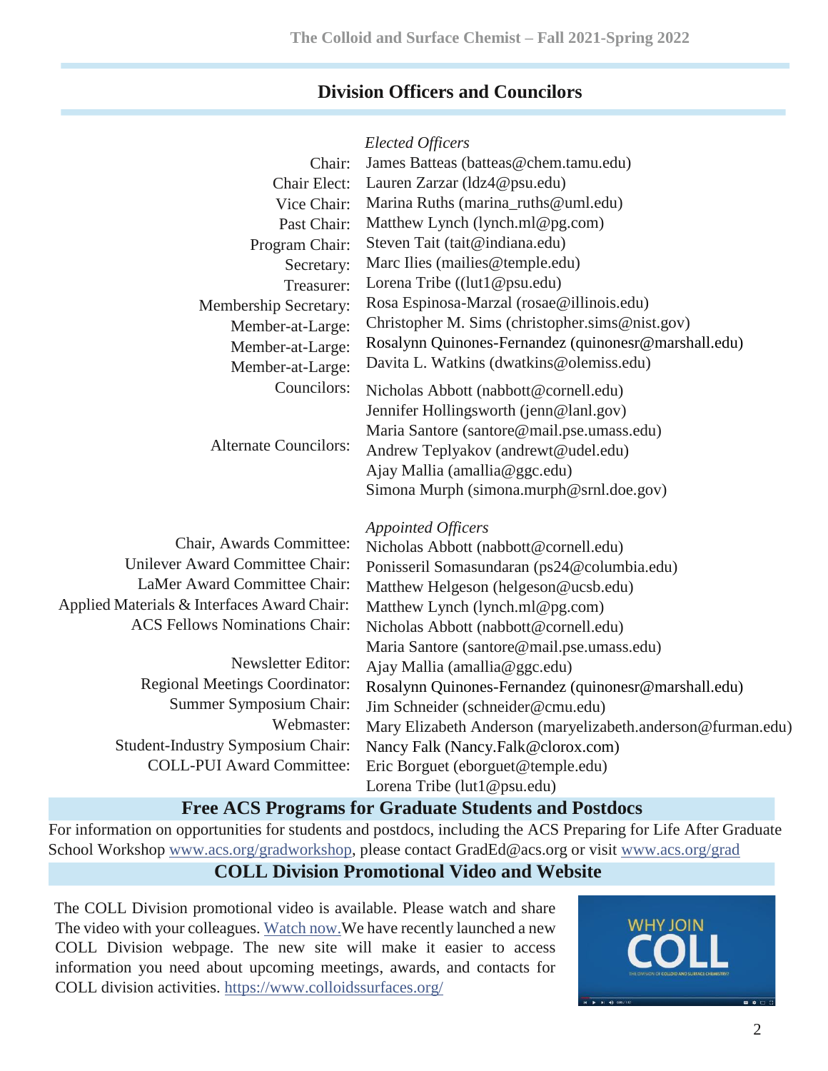## Division Officers and Councilors

*Elected Officers*

| | |
|---|---|
| Chair: | James Batteas (batteas@chem.tamu.edu) |
| Chair Elect: | Lauren Zarzar (ldz4@psu.edu) |
| Vice Chair: | Marina Ruths (marina_ruths@uml.edu) |
| Past Chair: | Matthew Lynch (lynch.ml@pg.com) |
| Program Chair: | Steven Tait (tait@indiana.edu) |
| Secretary: | Marc Ilies (mailies@temple.edu) |
| Treasurer: | Lorena Tribe ((lut1@psu.edu) |
| Membership Secretary: | Rosa Espinosa-Marzal (rosae@illinois.edu) |
| Member-at-Large: | Christopher M. Sims (christopher.sims@nist.gov) |
| Member-at-Large: | Rosalynn Quinones-Fernandez (quinonesr@marshall.edu) |
| Member-at-Large: | Davita L. Watkins (dwatkins@olemiss.edu) |
| Councilors: | Nicholas Abbott (nabbott@cornell.edu) |
| | Jennifer Hollingsworth (jenn@lanl.gov) |
| | Maria Santore (santore@mail.pse.umass.edu) |
| Alternate Councilors: | Andrew Teplyakov (andrewt@udel.edu) |
| | Ajay Mallia (amallia@ggc.edu) |
| | Simona Murph (simona.murph@srnl.doe.gov) |

*Appointed Officers*

| | |
|---|---|
| Chair, Awards Committee: | Nicholas Abbott (nabbott@cornell.edu) |
| Unilever Award Committee Chair: | Ponisseril Somasundaran (ps24@columbia.edu) |
| LaMer Award Committee Chair: | Matthew Helgeson (helgeson@ucsb.edu) |
| Applied Materials & Interfaces Award Chair: | Matthew Lynch (lynch.ml@pg.com) |
| ACS Fellows Nominations Chair: | Nicholas Abbott (nabbott@cornell.edu) |
| | Maria Santore (santore@mail.pse.umass.edu) |
| Newsletter Editor: | Ajay Mallia (amallia@ggc.edu) |
| Regional Meetings Coordinator: | Rosalynn Quinones-Fernandez (quinonesr@marshall.edu) |
| Summer Symposium Chair: | Jim Schneider (schneider@cmu.edu) |
| Webmaster: | Mary Elizabeth Anderson (maryelizabeth.anderson@furman.edu) |
| Student-Industry Symposium Chair: | Nancy Falk (Nancy.Falk@clorox.com) |
| COLL-PUI Award Committee: | Eric Borguet (eborguet@temple.edu) |
| | Lorena Tribe (lut1@psu.edu) |

## Free ACS Programs for Graduate Students and Postdocs

For information on opportunities for students and postdocs, including the ACS Preparing for Life After Graduate School Workshop www.acs.org/gradworkshop, please contact GradEd@acs.org or visit www.acs.org/grad

## COLL Division Promotional Video and Website

The COLL Division promotional video is available. Please watch and share The video with your colleagues. Watch now. We have recently launched a new COLL Division webpage. The new site will make it easier to access information you need about upcoming meetings, awards, and contacts for COLL division activities. https://www.colloidssurfaces.org/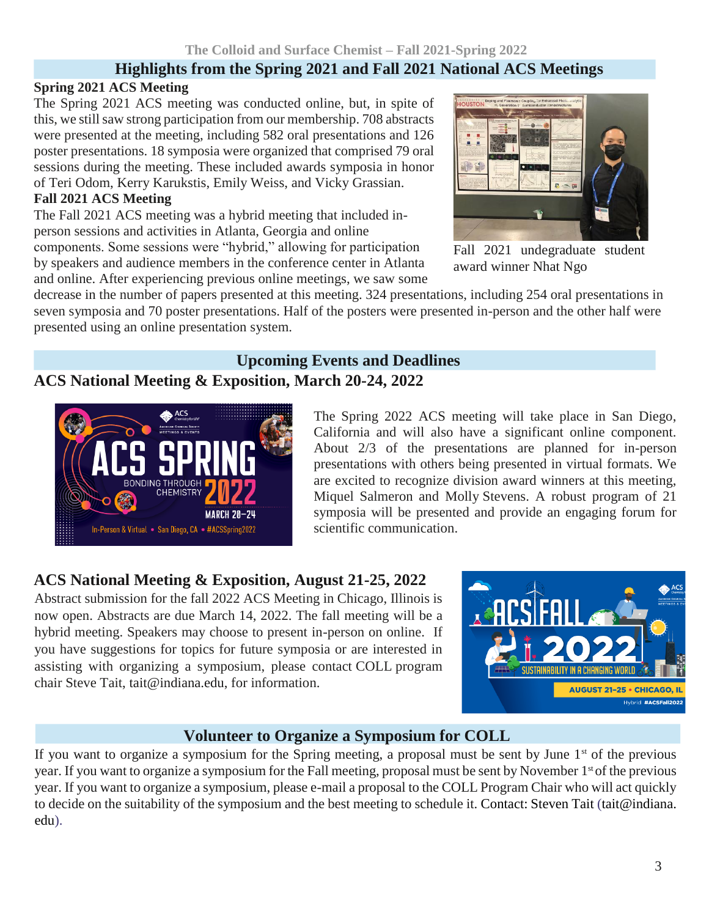## Highlights from the Spring 2021 and Fall 2021 National ACS Meetings

### Spring 2021 ACS Meeting

The Spring 2021 ACS meeting was conducted online, but, in spite of this, we still saw strong participation from our membership. 708 abstracts were presented at the meeting, including 582 oral presentations and 126 poster presentations. 18 symposia were organized that comprised 79 oral sessions during the meeting. These included awards symposia in honor of Teri Odom, Kerry Karukstis, Emily Weiss, and Vicky Grassian.

### Fall 2021 ACS Meeting

The Fall 2021 ACS meeting was a hybrid meeting that included in-person sessions and activities in Atlanta, Georgia and online components. Some sessions were "hybrid," allowing for participation by speakers and audience members in the conference center in Atlanta and online. After experiencing previous online meetings, we saw some decrease in the number of papers presented at this meeting. 324 presentations, including 254 oral presentations in seven symposia and 70 poster presentations. Half of the posters were presented in-person and the other half were presented using an online presentation system.

Fall 2021 undegraduate student award winner Nhat Ngo

## Upcoming Events and Deadlines

### ACS National Meeting & Exposition, March 20-24, 2022

The Spring 2022 ACS meeting will take place in San Diego, California and will also have a significant online component. About 2/3 of the presentations are planned for in-person presentations with others being presented in virtual formats. We are excited to recognize division award winners at this meeting, Miquel Salmeron and Molly Stevens. A robust program of 21 symposia will be presented and provide an engaging forum for scientific communication.

### ACS National Meeting & Exposition, August 21-25, 2022

Abstract submission for the fall 2022 ACS Meeting in Chicago, Illinois is now open. Abstracts are due March 14, 2022. The fall meeting will be a hybrid meeting. Speakers may choose to present in-person on online. If you have suggestions for topics for future symposia or are interested in assisting with organizing a symposium, please contact COLL program chair Steve Tait, tait@indiana.edu, for information.

## Volunteer to Organize a Symposium for COLL

If you want to organize a symposium for the Spring meeting, a proposal must be sent by June 1st of the previous year. If you want to organize a symposium for the Fall meeting, proposal must be sent by November 1st of the previous year. If you want to organize a symposium, please e-mail a proposal to the COLL Program Chair who will act quickly to decide on the suitability of the symposium and the best meeting to schedule it. Contact: Steven Tait (tait@indiana.edu).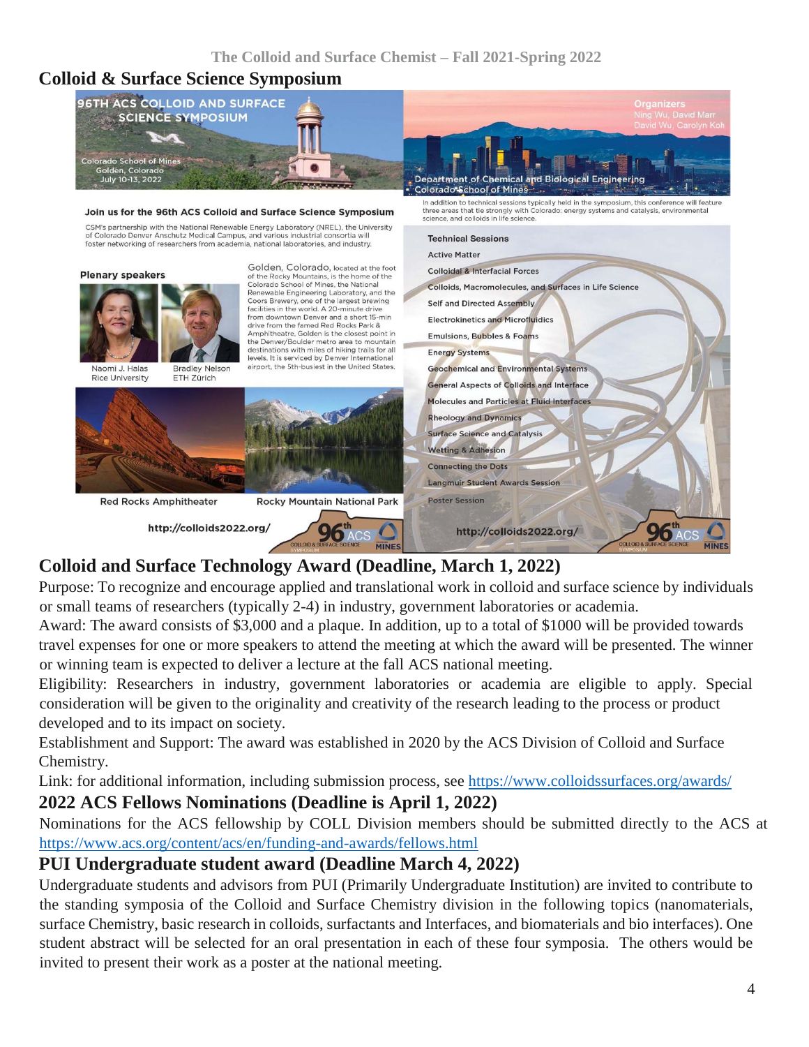## Colloid & Surface Science Symposium

96TH ACS COLLOID AND SURFACE SCIENCE SYMPOSIUM

Colorado School of Mines
Golden, Colorado
July 10-13, 2022

Organizers
Ning Wu, David Marr
David Wu, Carolyn Koh

Department of Chemical and Biological Engineering
Colorado School of Mines

**Join us for the 96th ACS Colloid and Surface Science Symposium**

CSM's partnership with the National Renewable Energy Laboratory (NREL), the University of Colorado Denver Anschutz Medical Campus, and various industrial consortia will foster networking of researchers from academia, national laboratories, and industry.

**Plenary speakers**

Naomi J. Halas
Rice University

Bradley Nelson
ETH Zürich

Golden, Colorado, located at the foot of the Rocky Mountains, is the home of the Colorado School of Mines, the National Renewable Engineering Laboratory, and the Coors Brewery, one of the largest brewing facilities in the world. A 20-minute drive from downtown Denver and a short 15-min drive from the famed Red Rocks Park & Amphitheatre, Golden is the closest point in the Denver/Boulder metro area to mountain destinations with miles of hiking trails for all levels. It is serviced by Denver International airport, the 5th-busiest in the United States.

Red Rocks Amphitheater

Rocky Mountain National Park

http://colloids2022.org/

In addition to technical sessions typically held in the symposium, this conference will feature three areas that tie strongly with Colorado: energy systems and catalysis, environmental science, and colloids in life science.

**Technical Sessions**

- Active Matter
- Colloidal & Interfacial Forces
- Colloids, Macromolecules, and Surfaces in Life Science
- Self and Directed Assembly
- Electrokinetics and Microfluidics
- Emulsions, Bubbles & Foams
- Energy Systems
- Geochemical and Environmental Systems
- General Aspects of Colloids and Interface
- Molecules and Particles at Fluid Interfaces
- Rheology and Dynamics
- Surface Science and Catalysis
- Wetting & Adhesion
- Connecting the Dots
- Langmuir Student Awards Session
- Poster Session

http://colloids2022.org/

## Colloid and Surface Technology Award (Deadline, March 1, 2022)

Purpose: To recognize and encourage applied and translational work in colloid and surface science by individuals or small teams of researchers (typically 2-4) in industry, government laboratories or academia.

Award: The award consists of $3,000 and a plaque. In addition, up to a total of $1000 will be provided towards travel expenses for one or more speakers to attend the meeting at which the award will be presented. The winner or winning team is expected to deliver a lecture at the fall ACS national meeting.

Eligibility: Researchers in industry, government laboratories or academia are eligible to apply. Special consideration will be given to the originality and creativity of the research leading to the process or product developed and to its impact on society.

Establishment and Support: The award was established in 2020 by the ACS Division of Colloid and Surface Chemistry.

Link: for additional information, including submission process, see https://www.colloidssurfaces.org/awards/

## 2022 ACS Fellows Nominations (Deadline is April 1, 2022)

Nominations for the ACS fellowship by COLL Division members should be submitted directly to the ACS at https://www.acs.org/content/acs/en/funding-and-awards/fellows.html

## PUI Undergraduate student award (Deadline March 4, 2022)

Undergraduate students and advisors from PUI (Primarily Undergraduate Institution) are invited to contribute to the standing symposia of the Colloid and Surface Chemistry division in the following topics (nanomaterials, surface Chemistry, basic research in colloids, surfactants and Interfaces, and biomaterials and bio interfaces). One student abstract will be selected for an oral presentation in each of these four symposia. The others would be invited to present their work as a poster at the national meeting.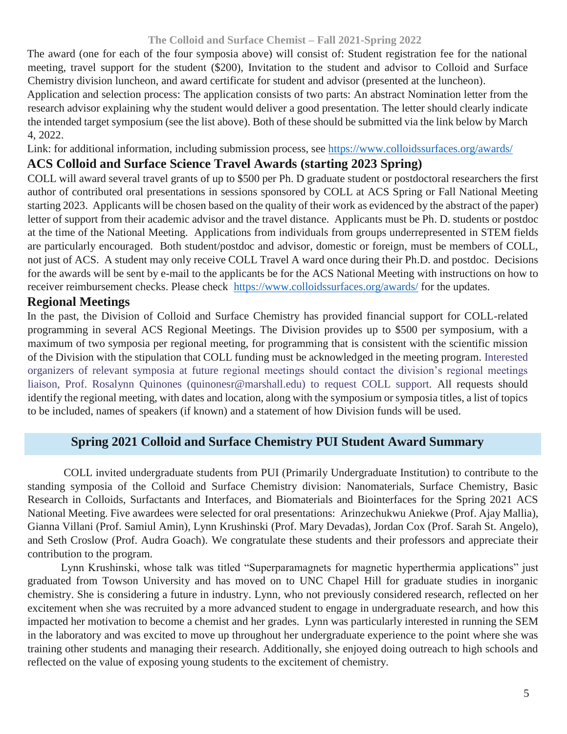The award (one for each of the four symposia above) will consist of: Student registration fee for the national meeting, travel support for the student ($200), Invitation to the student and advisor to Colloid and Surface Chemistry division luncheon, and award certificate for student and advisor (presented at the luncheon).

Application and selection process: The application consists of two parts: An abstract Nomination letter from the research advisor explaining why the student would deliver a good presentation. The letter should clearly indicate the intended target symposium (see the list above). Both of these should be submitted via the link below by March 4, 2022.

Link: for additional information, including submission process, see https://www.colloidssurfaces.org/awards/

## ACS Colloid and Surface Science Travel Awards (starting 2023 Spring)

COLL will award several travel grants of up to $500 per Ph. D graduate student or postdoctoral researchers the first author of contributed oral presentations in sessions sponsored by COLL at ACS Spring or Fall National Meeting starting 2023. Applicants will be chosen based on the quality of their work as evidenced by the abstract of the paper) letter of support from their academic advisor and the travel distance. Applicants must be Ph. D. students or postdoc at the time of the National Meeting. Applications from individuals from groups underrepresented in STEM fields are particularly encouraged. Both student/postdoc and advisor, domestic or foreign, must be members of COLL, not just of ACS. A student may only receive COLL Travel A ward once during their Ph.D. and postdoc. Decisions for the awards will be sent by e-mail to the applicants be for the ACS National Meeting with instructions on how to receiver reimbursement checks. Please check https://www.colloidssurfaces.org/awards/ for the updates.

## Regional Meetings

In the past, the Division of Colloid and Surface Chemistry has provided financial support for COLL-related programming in several ACS Regional Meetings. The Division provides up to $500 per symposium, with a maximum of two symposia per regional meeting, for programming that is consistent with the scientific mission of the Division with the stipulation that COLL funding must be acknowledged in the meeting program. Interested organizers of relevant symposia at future regional meetings should contact the division's regional meetings liaison, Prof. Rosalynn Quinones (quinonesr@marshall.edu) to request COLL support. All requests should identify the regional meeting, with dates and location, along with the symposium or symposia titles, a list of topics to be included, names of speakers (if known) and a statement of how Division funds will be used.

## Spring 2021 Colloid and Surface Chemistry PUI Student Award Summary

COLL invited undergraduate students from PUI (Primarily Undergraduate Institution) to contribute to the standing symposia of the Colloid and Surface Chemistry division: Nanomaterials, Surface Chemistry, Basic Research in Colloids, Surfactants and Interfaces, and Biomaterials and Biointerfaces for the Spring 2021 ACS National Meeting. Five awardees were selected for oral presentations: Arinzechukwu Aniekwe (Prof. Ajay Mallia), Gianna Villani (Prof. Samiul Amin), Lynn Krushinski (Prof. Mary Devadas), Jordan Cox (Prof. Sarah St. Angelo), and Seth Croslow (Prof. Audra Goach). We congratulate these students and their professors and appreciate their contribution to the program.

Lynn Krushinski, whose talk was titled "Superparamagnets for magnetic hyperthermia applications" just graduated from Towson University and has moved on to UNC Chapel Hill for graduate studies in inorganic chemistry. She is considering a future in industry. Lynn, who not previously considered research, reflected on her excitement when she was recruited by a more advanced student to engage in undergraduate research, and how this impacted her motivation to become a chemist and her grades. Lynn was particularly interested in running the SEM in the laboratory and was excited to move up throughout her undergraduate experience to the point where she was training other students and managing their research. Additionally, she enjoyed doing outreach to high schools and reflected on the value of exposing young students to the excitement of chemistry.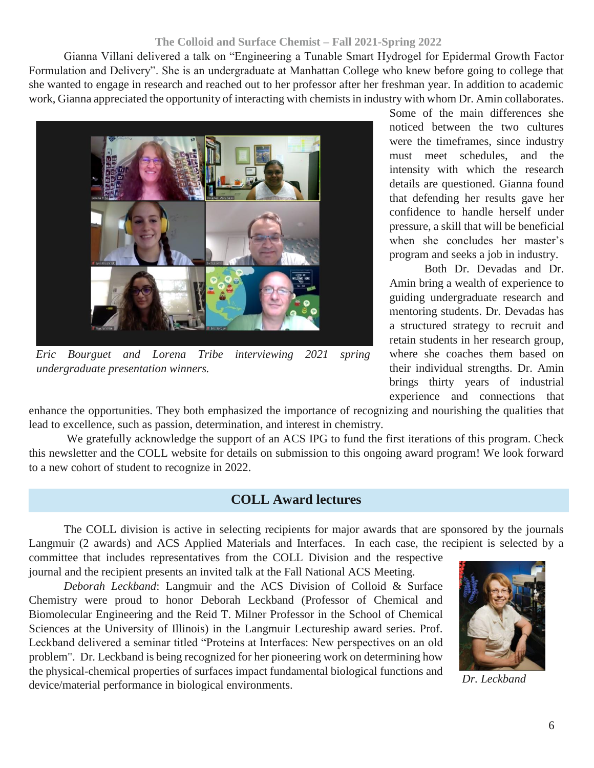Gianna Villani delivered a talk on "Engineering a Tunable Smart Hydrogel for Epidermal Growth Factor Formulation and Delivery". She is an undergraduate at Manhattan College who knew before going to college that she wanted to engage in research and reached out to her professor after her freshman year. In addition to academic work, Gianna appreciated the opportunity of interacting with chemists in industry with whom Dr. Amin collaborates. Some of the main differences she noticed between the two cultures were the timeframes, since industry must meet schedules, and the intensity with which the research details are questioned. Gianna found that defending her results gave her confidence to handle herself under pressure, a skill that will be beneficial when she concludes her master's program and seeks a job in industry.

*Eric Bourguet and Lorena Tribe interviewing 2021 spring undergraduate presentation winners.*

Both Dr. Devadas and Dr. Amin bring a wealth of experience to guiding undergraduate research and mentoring students. Dr. Devadas has a structured strategy to recruit and retain students in her research group, where she coaches them based on their individual strengths. Dr. Amin brings thirty years of industrial experience and connections that enhance the opportunities. They both emphasized the importance of recognizing and nourishing the qualities that lead to excellence, such as passion, determination, and interest in chemistry.

We gratefully acknowledge the support of an ACS IPG to fund the first iterations of this program. Check this newsletter and the COLL website for details on submission to this ongoing award program! We look forward to a new cohort of student to recognize in 2022.

## COLL Award lectures

The COLL division is active in selecting recipients for major awards that are sponsored by the journals Langmuir (2 awards) and ACS Applied Materials and Interfaces. In each case, the recipient is selected by a committee that includes representatives from the COLL Division and the respective journal and the recipient presents an invited talk at the Fall National ACS Meeting.

*Deborah Leckband*: Langmuir and the ACS Division of Colloid & Surface Chemistry were proud to honor Deborah Leckband (Professor of Chemical and Biomolecular Engineering and the Reid T. Milner Professor in the School of Chemical Sciences at the University of Illinois) in the Langmuir Lectureship award series. Prof. Leckband delivered a seminar titled "Proteins at Interfaces: New perspectives on an old problem". Dr. Leckband is being recognized for her pioneering work on determining how the physical-chemical properties of surfaces impact fundamental biological functions and device/material performance in biological environments.

*Dr. Leckband*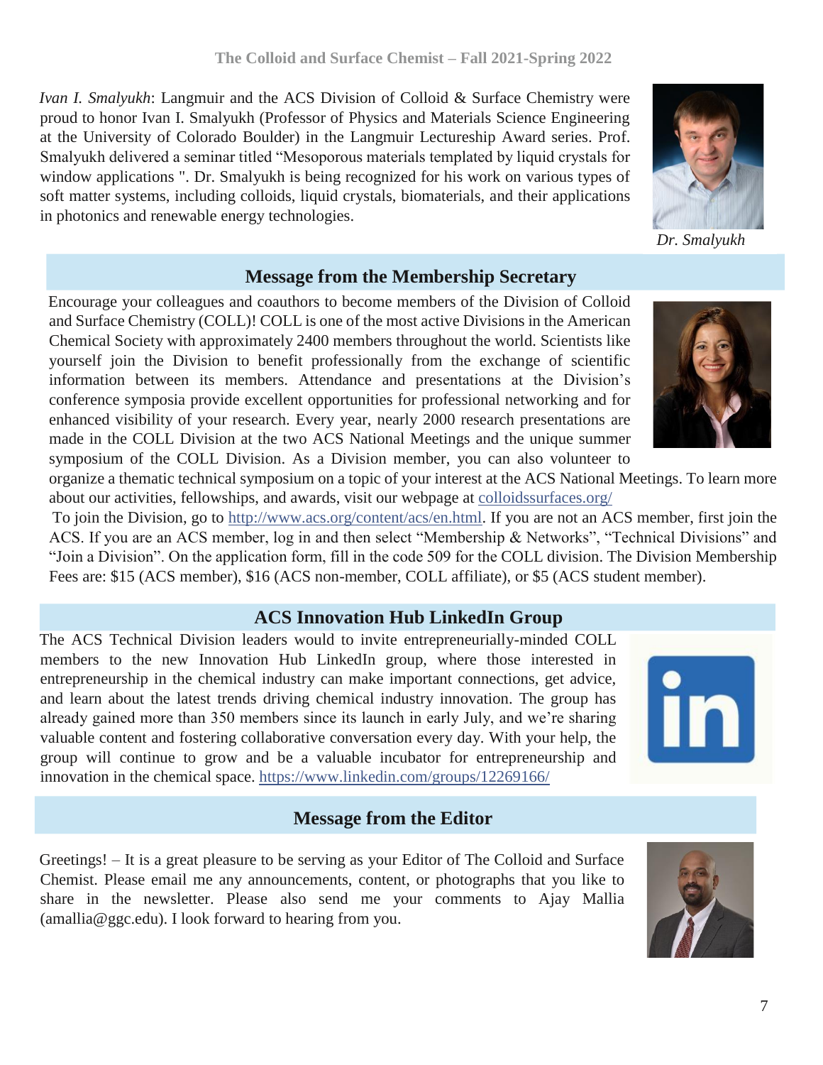*Ivan I. Smalyukh*: Langmuir and the ACS Division of Colloid & Surface Chemistry were proud to honor Ivan I. Smalyukh (Professor of Physics and Materials Science Engineering at the University of Colorado Boulder) in the Langmuir Lectureship Award series. Prof. Smalyukh delivered a seminar titled "Mesoporous materials templated by liquid crystals for window applications ". Dr. Smalyukh is being recognized for his work on various types of soft matter systems, including colloids, liquid crystals, biomaterials, and their applications in photonics and renewable energy technologies.

*Dr. Smalyukh*

## Message from the Membership Secretary

Encourage your colleagues and coauthors to become members of the Division of Colloid and Surface Chemistry (COLL)! COLL is one of the most active Divisions in the American Chemical Society with approximately 2400 members throughout the world. Scientists like yourself join the Division to benefit professionally from the exchange of scientific information between its members. Attendance and presentations at the Division's conference symposia provide excellent opportunities for professional networking and for enhanced visibility of your research. Every year, nearly 2000 research presentations are made in the COLL Division at the two ACS National Meetings and the unique summer symposium of the COLL Division. As a Division member, you can also volunteer to organize a thematic technical symposium on a topic of your interest at the ACS National Meetings. To learn more about our activities, fellowships, and awards, visit our webpage at colloidssurfaces.org/

To join the Division, go to http://www.acs.org/content/acs/en.html. If you are not an ACS member, first join the ACS. If you are an ACS member, log in and then select "Membership & Networks", "Technical Divisions" and "Join a Division". On the application form, fill in the code 509 for the COLL division. The Division Membership Fees are: $15 (ACS member), $16 (ACS non-member, COLL affiliate), or $5 (ACS student member).

## ACS Innovation Hub LinkedIn Group

The ACS Technical Division leaders would to invite entrepreneurially-minded COLL members to the new Innovation Hub LinkedIn group, where those interested in entrepreneurship in the chemical industry can make important connections, get advice, and learn about the latest trends driving chemical industry innovation. The group has already gained more than 350 members since its launch in early July, and we're sharing valuable content and fostering collaborative conversation every day. With your help, the group will continue to grow and be a valuable incubator for entrepreneurship and innovation in the chemical space. https://www.linkedin.com/groups/12269166/

## Message from the Editor

Greetings! – It is a great pleasure to be serving as your Editor of The Colloid and Surface Chemist. Please email me any announcements, content, or photographs that you like to share in the newsletter. Please also send me your comments to Ajay Mallia (amallia@ggc.edu). I look forward to hearing from you.